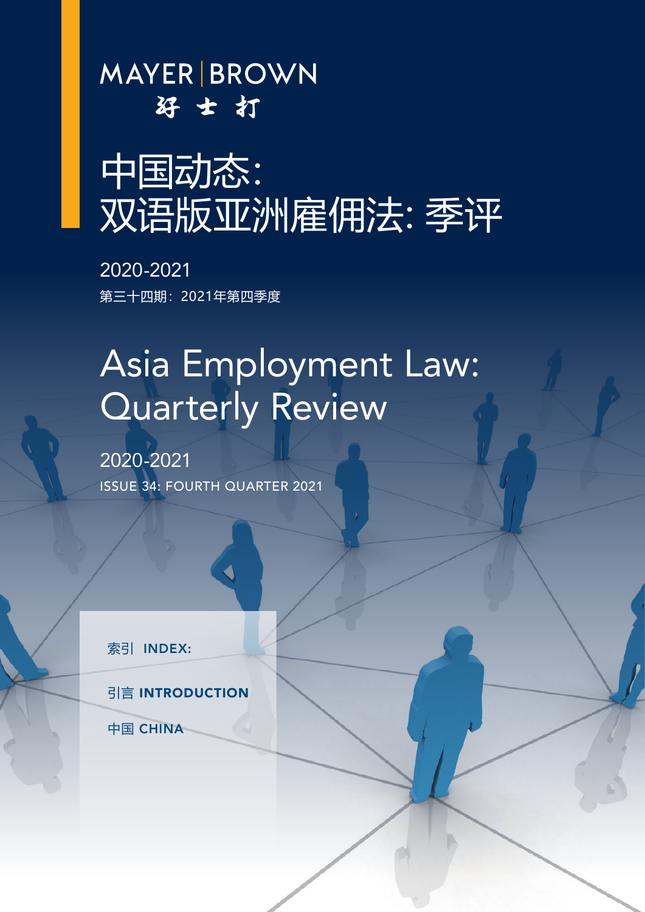MAYER | BROWN
孖士打

# 中国动态:
# 双语版亚洲雇佣法: 季评

2020-2021

第三十四期：2021年第四季度

# Asia Employment Law: Quarterly Review

2020-2021

ISSUE 34: FOURTH QUARTER 2021

索引 **INDEX:**

引言 **INTRODUCTION**

中国 **CHINA**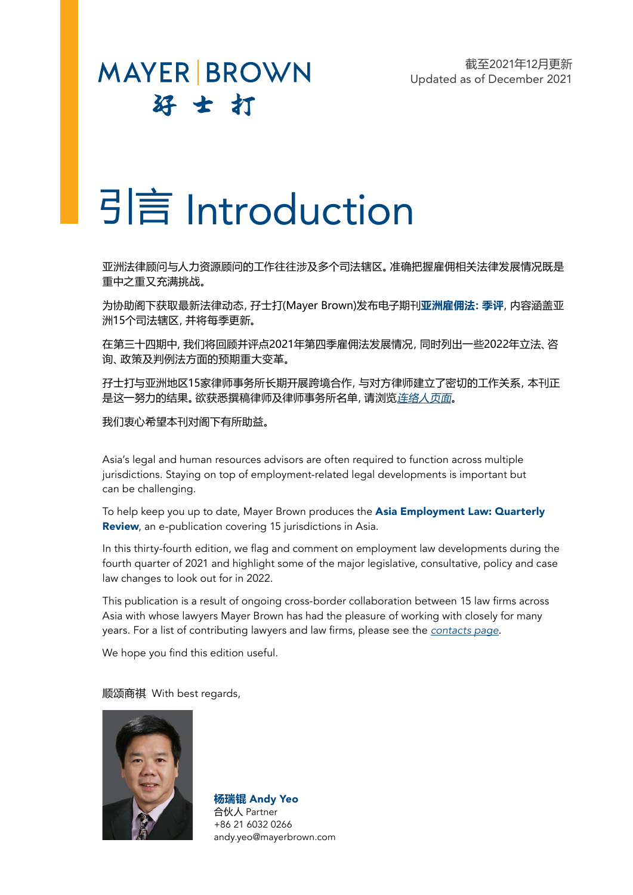MAYER | BROWN
孖 士 打

截至2021年12月更新
Updated as of December 2021

# 引言 Introduction

亚洲法律顾问与人力资源顾问的工作往往涉及多个司法辖区。准确把握雇佣相关法律发展情况既是重中之重又充满挑战。

为协助阁下获取最新法律动态，孖士打(Mayer Brown)发布电子期刊**亚洲雇佣法: 季评**，内容涵盖亚洲15个司法辖区，并将每季更新。

在第三十四期中，我们将回顾并评点2021年第四季雇佣法发展情况，同时列出一些2022年立法、咨询、政策及判例法方面的预期重大变革。

孖士打与亚洲地区15家律师事务所长期开展跨境合作，与对方律师建立了密切的工作关系，本刊正是这一努力的结果。欲获悉撰稿律师及律师事务所名单，请浏览*连络人页面*。

我们衷心希望本刊对阁下有所助益。

Asia's legal and human resources advisors are often required to function across multiple jurisdictions. Staying on top of employment-related legal developments is important but can be challenging.

To help keep you up to date, Mayer Brown produces the **Asia Employment Law: Quarterly Review**, an e-publication covering 15 jurisdictions in Asia.

In this thirty-fourth edition, we flag and comment on employment law developments during the fourth quarter of 2021 and highlight some of the major legislative, consultative, policy and case law changes to look out for in 2022.

This publication is a result of ongoing cross-border collaboration between 15 law firms across Asia with whose lawyers Mayer Brown has had the pleasure of working with closely for many years. For a list of contributing lawyers and law firms, please see the *contacts page*.

We hope you find this edition useful.

顺颂商祺 With best regards,

**杨瑞锟 Andy Yeo**
合伙人 Partner
+86 21 6032 0266
andy.yeo@mayerbrown.com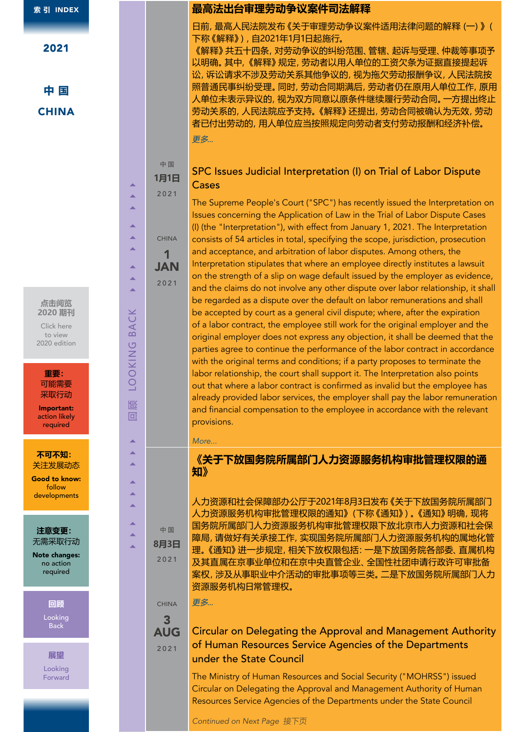索引 INDEX

2021

中国

CHINA

点击阅览
2020 期刊

Click here to view 2020 edition

重要：
可能需要
采取行动

**Important:** action likely required

不可不知：
关注发展动态

**Good to know:** follow developments

注意变更：
无需采取行动

**Note changes:** no action required

回顾

Looking Back

展望

Looking Forward

回顾 LOOKING BACK

中国
1月1日
2021

CHINA
1 JAN
2021

## 最高法出台审理劳动争议案件司法解释

日前，最高人民法院发布《关于审理劳动争议案件适用法律问题的解释（一）》（下称《解释》），自2021年1月1日起施行。

《解释》共五十四条，对劳动争议的纠纷范围、管辖、起诉与受理、仲裁等事项予以明确。其中，《解释》规定，劳动者以用人单位的工资欠条为证据直接提起诉讼，诉讼请求不涉及劳动关系其他争议的，视为拖欠劳动报酬争议，人民法院按照普通民事纠纷受理。同时，劳动合同期满后，劳动者仍在原用人单位工作，原用人单位未表示异议的，视为双方同意以原条件继续履行劳动合同。一方提出终止劳动关系的，人民法院应予支持。《解释》还提出，劳动合同被确认为无效，劳动者已付出劳动的，用人单位应当按照规定向劳动者支付劳动报酬和经济补偿。

*更多...*

## SPC Issues Judicial Interpretation (I) on Trial of Labor Dispute Cases

The Supreme People's Court ("SPC") has recently issued the Interpretation on Issues concerning the Application of Law in the Trial of Labor Dispute Cases (I) (the "Interpretation"), with effect from January 1, 2021. The Interpretation consists of 54 articles in total, specifying the scope, jurisdiction, prosecution and acceptance, and arbitration of labor disputes. Among others, the Interpretation stipulates that where an employee directly institutes a lawsuit on the strength of a slip on wage default issued by the employer as evidence, and the claims do not involve any other dispute over labor relationship, it shall be regarded as a dispute over the default on labor remunerations and shall be accepted by court as a general civil dispute; where, after the expiration of a labor contract, the employee still work for the original employer and the original employer does not express any objection, it shall be deemed that the parties agree to continue the performance of the labor contract in accordance with the original terms and conditions; if a party proposes to terminate the labor relationship, the court shall support it. The Interpretation also points out that where a labor contract is confirmed as invalid but the employee has already provided labor services, the employer shall pay the labor remuneration and financial compensation to the employee in accordance with the relevant provisions.

*More...*

中国
8月3日
2021

CHINA
3 AUG
2021

## 《关于下放国务院所属部门人力资源服务机构审批管理权限的通知》

人力资源和社会保障部办公厅于2021年8月3日发布《关于下放国务院所属部门人力资源服务机构审批管理权限的通知》（下称《通知》）。《通知》明确，现将国务院所属部门人力资源服务机构审批管理权限下放北京市人力资源和社会保障局，请做好有关承接工作，实现国务院所属部门人力资源服务机构的属地化管理。《通知》进一步规定，相关下放权限包括：一是下放国务院各部委、直属机构及其直属事业单位和在京中央直管企业、全国性社团申请行政许可审批备案权，涉及从事职业中介活动的审批事项等三类。二是下放国务院所属部门人力资源服务机构日常管理权。

*更多...*

## Circular on Delegating the Approval and Management Authority of Human Resources Service Agencies of the Departments under the State Council

The Ministry of Human Resources and Social Security ("MOHRSS") issued Circular on Delegating the Approval and Management Authority of Human Resources Service Agencies of the Departments under the State Council

*Continued on Next Page* 接下页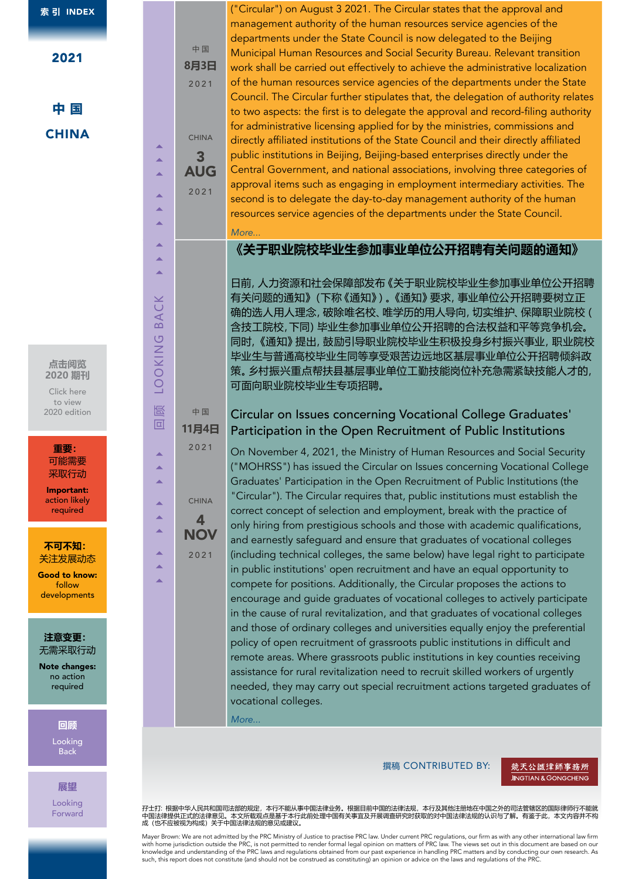("Circular") on August 3 2021. The Circular states that the approval and management authority of the human resources service agencies of the departments under the State Council is now delegated to the Beijing Municipal Human Resources and Social Security Bureau. Relevant transition work shall be carried out effectively to achieve the administrative localization of the human resources service agencies of the departments under the State Council. The Circular further stipulates that, the delegation of authority relates to two aspects: the first is to delegate the approval and record-filing authority for administrative licensing applied for by the ministries, commissions and directly affiliated institutions of the State Council and their directly affiliated public institutions in Beijing, Beijing-based enterprises directly under the Central Government, and national associations, involving three categories of approval items such as engaging in employment intermediary activities. The second is to delegate the day-to-day management authority of the human resources service agencies of the departments under the State Council.

More...

中国 8月3日 2021 / CHINA 3 AUG 2021

---

中国 11月4日 2021 / CHINA 4 NOV 2021

## 《关于职业院校毕业生参加事业单位公开招聘有关问题的通知》

日前，人力资源和社会保障部发布《关于职业院校毕业生参加事业单位公开招聘有关问题的通知》（下称《通知》）。《通知》要求，事业单位公开招聘要树立正确的选人用人理念，破除唯名校、唯学历的用人导向，切实维护、保障职业院校（含技工院校，下同）毕业生参加事业单位公开招聘的合法权益和平等竞争机会。同时，《通知》提出，鼓励引导职业院校毕业生积极投身乡村振兴事业，职业院校毕业生与普通高校毕业生同等享受艰苦边远地区基层事业单位公开招聘倾斜政策。乡村振兴重点帮扶县基层事业单位工勤技能岗位补充急需紧缺技能人才的，可面向职业院校毕业生专项招聘。

## Circular on Issues concerning Vocational College Graduates' Participation in the Open Recruitment of Public Institutions

On November 4, 2021, the Ministry of Human Resources and Social Security ("MOHRSS") has issued the Circular on Issues concerning Vocational College Graduates' Participation in the Open Recruitment of Public Institutions (the "Circular"). The Circular requires that, public institutions must establish the correct concept of selection and employment, break with the practice of only hiring from prestigious schools and those with academic qualifications, and earnestly safeguard and ensure that graduates of vocational colleges (including technical colleges, the same below) have legal right to participate in public institutions' open recruitment and have an equal opportunity to compete for positions. Additionally, the Circular proposes the actions to encourage and guide graduates of vocational colleges to actively participate in the cause of rural revitalization, and that graduates of vocational colleges and those of ordinary colleges and universities equally enjoy the preferential policy of open recruitment of grassroots public institutions in difficult and remote areas. Where grassroots public institutions in key counties receiving assistance for rural revitalization need to recruit skilled workers of urgently needed, they may carry out special recruitment actions targeted graduates of vocational colleges.

More...

撰稿 CONTRIBUTED BY: 競天公誠律師事務所 JINGTIAN & GONGCHENG

孖士打：根据中华人民共和国司法部的规定，本行不能从事中国法律业务。根据目前中国的法律法规，本行及其他注册地在中国之外的司法管辖区的国际律师行不能就中国法律提供正式的法律意见。本文所载观点是基于本行此前处理中国有关事宜及开展调查研究时获取的对中国法律法规的认识与了解。有鉴于此，本文内容并不构成（也不应被视为构成）关于中国法律法规的意见或建议。

Mayer Brown: We are not admitted by the PRC Ministry of Justice to practise PRC law. Under current PRC regulations, our firm as with any other international law firm with home jurisdiction outside the PRC, is not permitted to render formal legal opinion on matters of PRC law. The views set out in this document are based on our knowledge and understanding of the PRC laws and regulations obtained from our past experience in handling PRC matters and by conducting our own research. As such, this report does not constitute (and should not be construed as constituting) an opinion or advice on the laws and regulations of the PRC.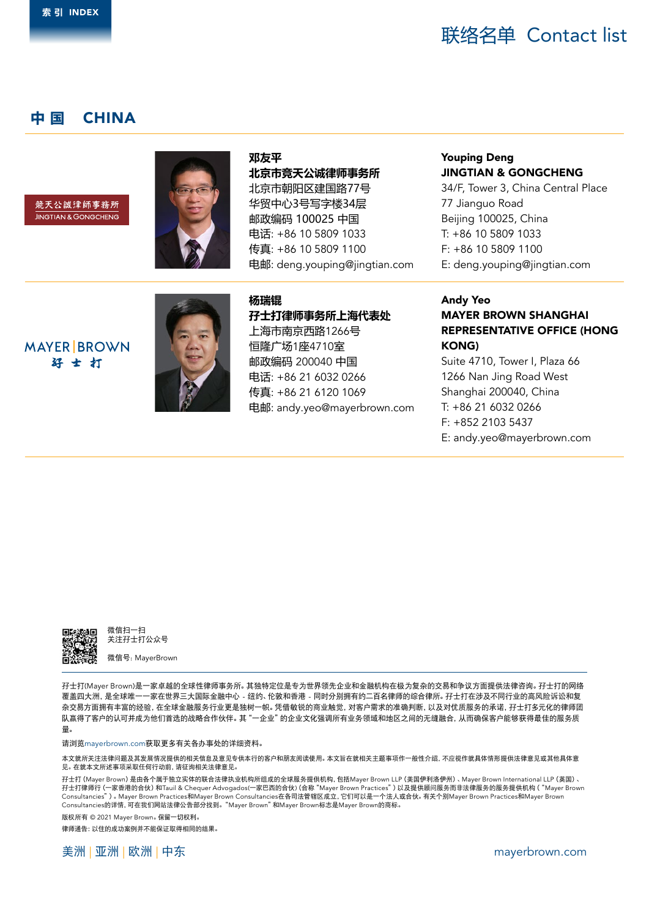# 联络名单 Contact list

## 中 国 CHINA

竞天公诚律师事务所
JINGTIAN & GONGCHENG

**邓友平**
**北京市竞天公诚律师事务所**
北京市朝阳区建国路77号
华贸中心3号写字楼34层
邮政编码 100025 中国
电话: +86 10 5809 1033
传真: +86 10 5809 1100
电邮: deng.youping@jingtian.com

**Youping Deng**
**JINGTIAN & GONGCHENG**
34/F, Tower 3, China Central Place
77 Jianguo Road
Beijing 100025, China
T: +86 10 5809 1033
F: +86 10 5809 1100
E: deng.youping@jingtian.com

---

MAYER | BROWN
孖士打

**杨瑞锟**
**孖士打律师事务所上海代表处**
上海市南京西路1266号
恒隆广场1座4710室
邮政编码 200040 中国
电话: +86 21 6032 0266
传真: +86 21 6120 1069
电邮: andy.yeo@mayerbrown.com

**Andy Yeo**
**MAYER BROWN SHANGHAI REPRESENTATIVE OFFICE (HONG KONG)**
Suite 4710, Tower I, Plaza 66
1266 Nan Jing Road West
Shanghai 200040, China
T: +86 21 6032 0266
F: +852 2103 5437
E: andy.yeo@mayerbrown.com

---

微信扫一扫
关注孖士打公众号

微信号: MayerBrown

孖士打(Mayer Brown)是一家卓越的全球性律师事务所。其独特定位是专为世界领先企业和金融机构在极为复杂的交易和争议方面提供法律咨询。孖士打的网络覆盖四大洲，是全球唯一一家在世界三大国际金融中心 - 纽约、伦敦和香港 - 同时分别拥有约二百名律师的综合律所。孖士打在涉及不同行业的高风险诉讼和复杂交易方面拥有丰富的经验，在全球金融服务行业更是独树一帜。凭借敏锐的商业触觉，对客户需求的准确判断，以及对优质服务的承诺，孖士打多元化的律师团队赢得了客户的认可并成为他们首选的战略合作伙伴。其"一企业"的企业文化强调所有业务领域和地区之间的无缝融合，从而确保客户能够获得最佳的服务质量。

请浏览mayerbrown.com获取更多有关各办事处的详细资料。

本文就所关注法律问题及其发展情况提供的相关信息及意见专供本行的客户和朋友阅读使用。本文旨在就相关主题事项作一般性介绍，不应视作就具体情形提供法律意见或其他具体意见。在就本文所述事项采取任何行动前，请征询相关法律意见。

孖士打 (Mayer Brown) 是由各个属于独立实体的联合法律执业机构所组成的全球服务提供机构，包括Mayer Brown LLP (美国伊利洛伊州)、Mayer Brown International LLP (英国)、孖士打律师行 (一家香港的合伙) 和Tauil & Chequer Advogados(一家巴西的合伙) (合称 "Mayer Brown Practices") 以及提供顾问服务而非法律服务的服务提供机构 ("Mayer Brown Consultancies")。Mayer Brown Practices和Mayer Brown Consultancies在各司法管辖区成立，它们可以是一个法人或合伙。有关个别Mayer Brown Practices和Mayer Brown Consultancies的详情，可在我们网站法律公告部分找到。"Mayer Brown" 和Mayer Brown标志是Mayer Brown的商标。

版权所有 © 2021 Mayer Brown。保留一切权利。

律师通告：以往的成功案例并不能保证取得相同的结果。

美洲 | 亚洲 | 欧洲 | 中东

mayerbrown.com